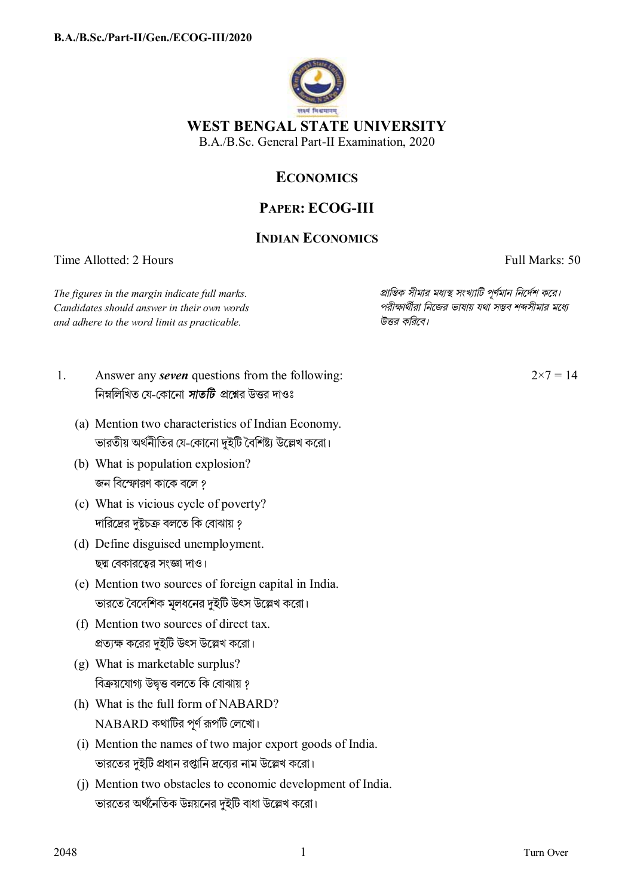# WEST BENGAL STATE UNIVERSITY

B.A./B.Sc. General Part-II Examination, 2020

## ECONOMICS

## PAPER: ECOG-III

### INDIAN ECONOMICS

Time Allotted: 2 Hours | Full Marks: 50

*The figures in the margin indicate full marks. Candidates should answer in their own words and adhere to the word limit as practicable.*

*প্রান্তিক সীমার মধ্যস্থ সংখ্যাটি পূর্ণমান নির্দেশ করে। পরীক্ষার্থীরা নিজের ভাষায় যথা সম্ভব শব্দসীমার মধ্যে উত্তর করিবে।*

1. Answer any ***seven*** questions from the following: $2\times7 = 14$
   নিম্নলিখিত যে-কোনো ***সাতটি*** প্রশ্নের উত্তর দাওঃ

   (a) Mention two characteristics of Indian Economy.
   ভারতীয় অর্থনীতির যে-কোনো দুইটি বৈশিষ্ট্য উল্লেখ করো।

   (b) What is population explosion?
   জন বিস্ফোরণ কাকে বলে ?

   (c) What is vicious cycle of poverty?
   দারিদ্রের দুষ্টচক্র বলতে কি বোঝায় ?

   (d) Define disguised unemployment.
   ছদ্ম বেকারত্বের সংজ্ঞা দাও।

   (e) Mention two sources of foreign capital in India.
   ভারতে বৈদেশিক মূলধনের দুইটি উৎস উল্লেখ করো।

   (f) Mention two sources of direct tax.
   প্রত্যক্ষ করের দুইটি উৎস উল্লেখ করো।

   (g) What is marketable surplus?
   বিক্রয়যোগ্য উদ্বৃত্ত বলতে কি বোঝায় ?

   (h) What is the full form of NABARD?
   NABARD কথাটির পূর্ণ রূপটি লেখো।

   (i) Mention the names of two major export goods of India.
   ভারতের দুইটি প্রধান রপ্তানি দ্রব্যের নাম উল্লেখ করো।

   (j) Mention two obstacles to economic development of India.
   ভারতের অর্থনৈতিক উন্নয়নের দুইটি বাধা উল্লেখ করো।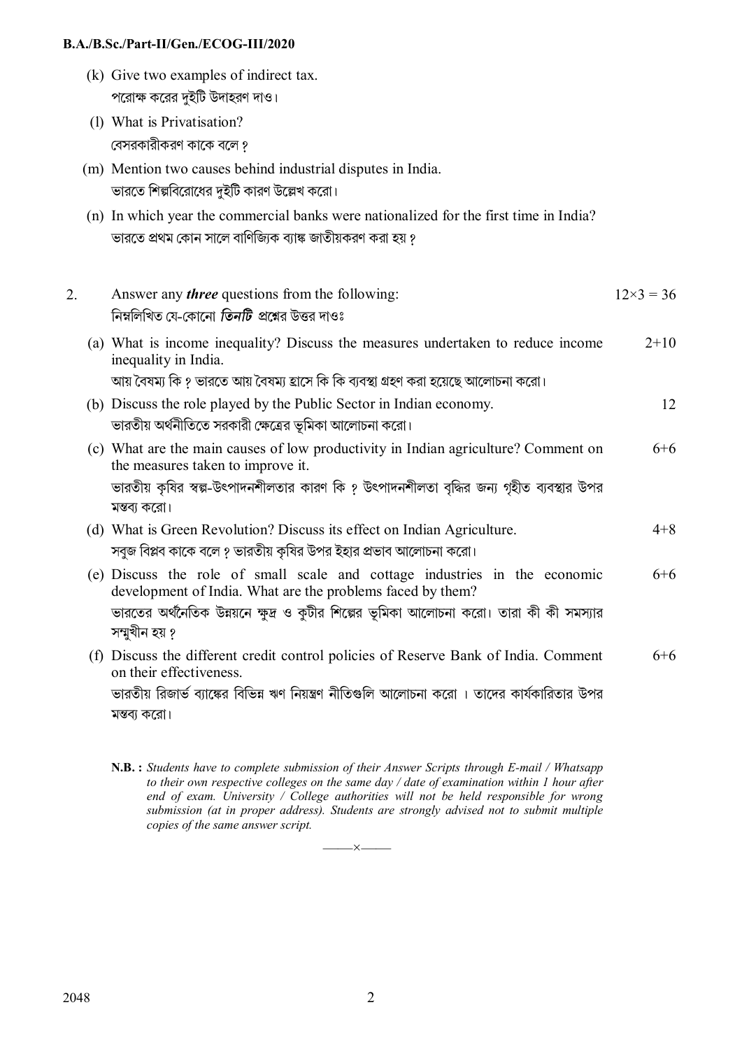(k) Give two examples of indirect tax.
পরোক্ষ করের দুইটি উদাহরণ দাও।

(l) What is Privatisation?
বেসরকারীকরণ কাকে বলে?

(m) Mention two causes behind industrial disputes in India.
ভারতে শিল্পবিরোধের দুইটি কারণ উল্লেখ করো।

(n) In which year the commercial banks were nationalized for the first time in India?
ভারতে প্রথম কোন সালে বাণিজ্যিক ব্যাঙ্ক জাতীয়করণ করা হয়?

2. Answer any ***three*** questions from the following: $12\times3 = 36$
নিম্নলিখিত যে-কোনো ***তিনটি*** প্রশ্নের উত্তর দাওঃ

(a) What is income inequality? Discuss the measures undertaken to reduce income inequality in India. 2+10
আয় বৈষম্য কি? ভারতে আয় বৈষম্য হ্রাসে কি কি ব্যবস্থা গ্রহণ করা হয়েছে আলোচনা করো।

(b) Discuss the role played by the Public Sector in Indian economy. 12
ভারতীয় অর্থনীতিতে সরকারী ক্ষেত্রের ভূমিকা আলোচনা করো।

(c) What are the main causes of low productivity in Indian agriculture? Comment on the measures taken to improve it. 6+6
ভারতীয় কৃষির স্বল্প-উৎপাদনশীলতার কারণ কি? উৎপাদনশীলতা বৃদ্ধির জন্য গৃহীত ব্যবস্থার উপর মন্তব্য করো।

(d) What is Green Revolution? Discuss its effect on Indian Agriculture. 4+8
সবুজ বিপ্লব কাকে বলে? ভারতীয় কৃষির উপর ইহার প্রভাব আলোচনা করো।

(e) Discuss the role of small scale and cottage industries in the economic development of India. What are the problems faced by them? 6+6
ভারতের অর্থনৈতিক উন্নয়নে ক্ষুদ্র ও কুটীর শিল্পের ভূমিকা আলোচনা করো। তারা কী কী সমস্যার সম্মুখীন হয়?

(f) Discuss the different credit control policies of Reserve Bank of India. Comment on their effectiveness. 6+6
ভারতীয় রিজার্ভ ব্যাঙ্কের বিভিন্ন ঋণ নিয়ন্ত্রণ নীতিগুলি আলোচনা করো । তাদের কার্যকারিতার উপর মন্তব্য করো।

**N.B. :** *Students have to complete submission of their Answer Scripts through E-mail / Whatsapp to their own respective colleges on the same day / date of examination within 1 hour after end of exam. University / College authorities will not be held responsible for wrong submission (at in proper address). Students are strongly advised not to submit multiple copies of the same answer script.*

——×——